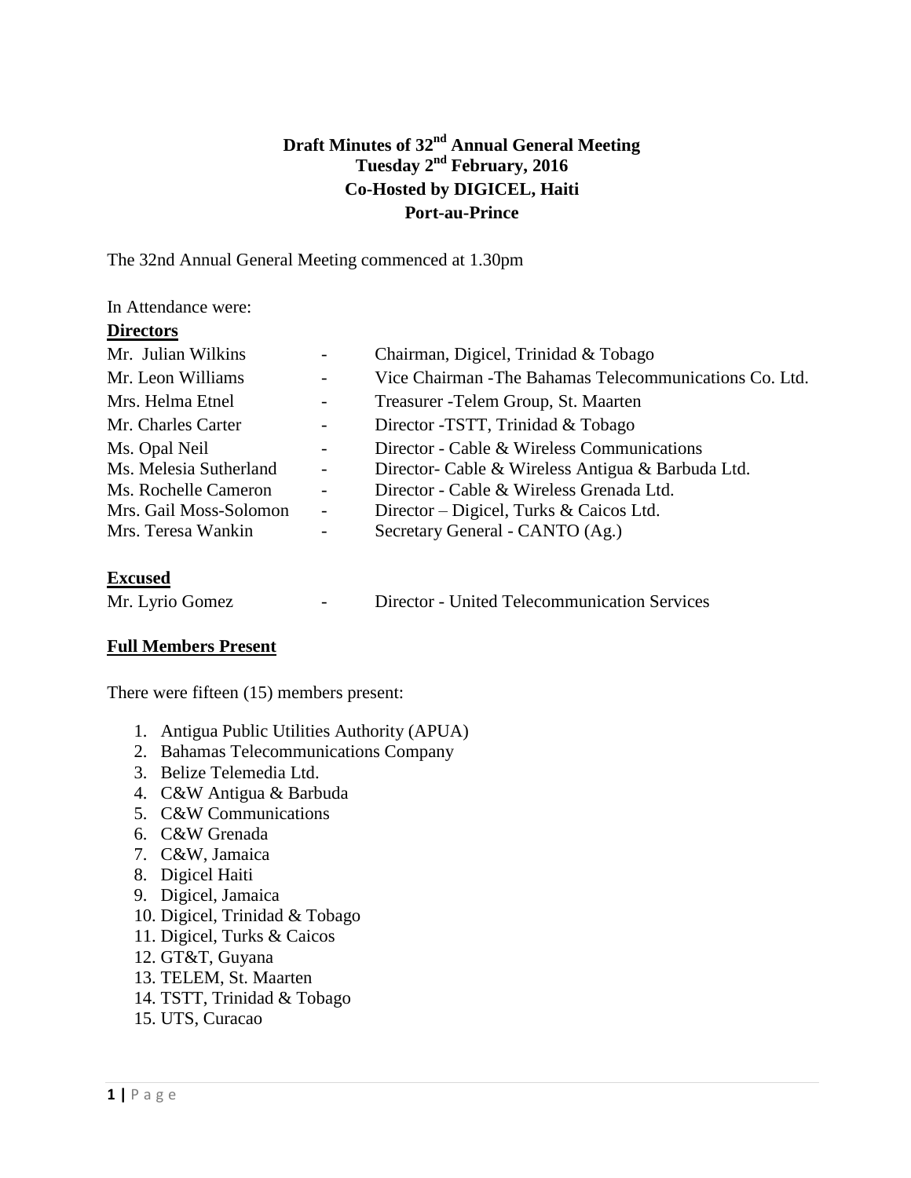**Draft Minutes of 32nd Annual General Meeting**
**Tuesday 2nd February, 2016**
**Co-Hosted by DIGICEL, Haiti**
**Port-au-Prince**

The 32nd Annual General Meeting commenced at 1.30pm

In Attendance were:

**Directors**

| | | |
|---|---|---|
| Mr. Julian Wilkins | - | Chairman, Digicel, Trinidad & Tobago |
| Mr. Leon Williams | - | Vice Chairman -The Bahamas Telecommunications Co. Ltd. |
| Mrs. Helma Etnel | - | Treasurer -Telem Group, St. Maarten |
| Mr. Charles Carter | - | Director -TSTT, Trinidad & Tobago |
| Ms. Opal Neil | - | Director - Cable & Wireless Communications |
| Ms. Melesia Sutherland | - | Director- Cable & Wireless Antigua & Barbuda Ltd. |
| Ms. Rochelle Cameron | - | Director - Cable & Wireless Grenada Ltd. |
| Mrs. Gail Moss-Solomon | - | Director – Digicel, Turks & Caicos Ltd. |
| Mrs. Teresa Wankin | - | Secretary General - CANTO (Ag.) |

**Excused**

| | | |
|---|---|---|
| Mr. Lyrio Gomez | - | Director - United Telecommunication Services |

**Full Members Present**

There were fifteen (15) members present:

1. Antigua Public Utilities Authority (APUA)
2. Bahamas Telecommunications Company
3. Belize Telemedia Ltd.
4. C&W Antigua & Barbuda
5. C&W Communications
6. C&W Grenada
7. C&W, Jamaica
8. Digicel Haiti
9. Digicel, Jamaica
10. Digicel, Trinidad & Tobago
11. Digicel, Turks & Caicos
12. GT&T, Guyana
13. TELEM, St. Maarten
14. TSTT, Trinidad & Tobago
15. UTS, Curacao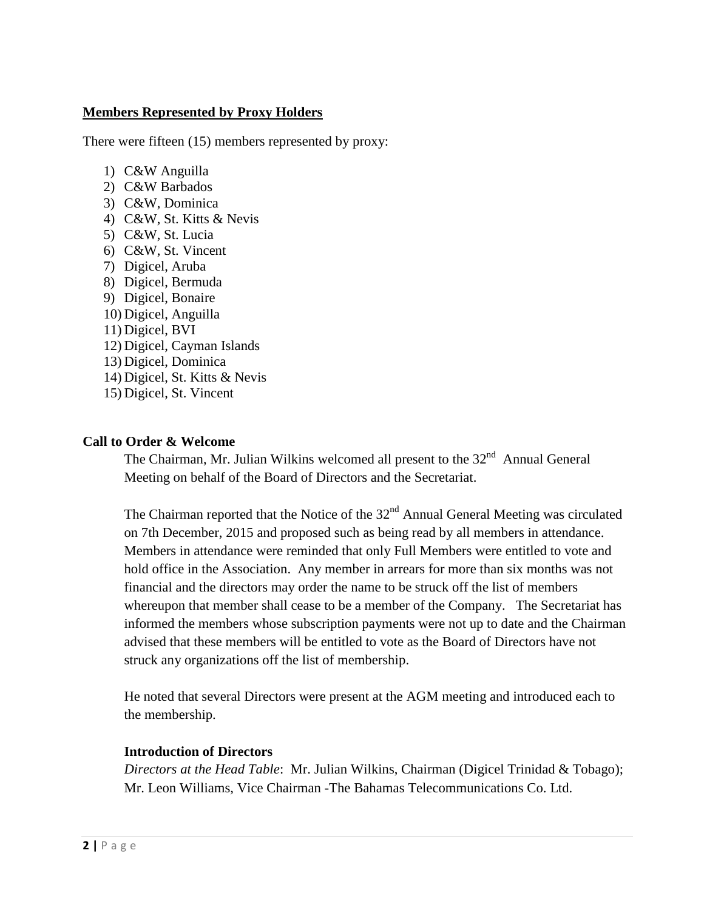**Members Represented by Proxy Holders**

There were fifteen (15) members represented by proxy:

1) C&W Anguilla
2) C&W Barbados
3) C&W, Dominica
4) C&W, St. Kitts & Nevis
5) C&W, St. Lucia
6) C&W, St. Vincent
7) Digicel, Aruba
8) Digicel, Bermuda
9) Digicel, Bonaire
10) Digicel, Anguilla
11) Digicel, BVI
12) Digicel, Cayman Islands
13) Digicel, Dominica
14) Digicel, St. Kitts & Nevis
15) Digicel, St. Vincent

**Call to Order & Welcome**

The Chairman, Mr. Julian Wilkins welcomed all present to the 32nd Annual General Meeting on behalf of the Board of Directors and the Secretariat.

The Chairman reported that the Notice of the 32nd Annual General Meeting was circulated on 7th December, 2015 and proposed such as being read by all members in attendance. Members in attendance were reminded that only Full Members were entitled to vote and hold office in the Association. Any member in arrears for more than six months was not financial and the directors may order the name to be struck off the list of members whereupon that member shall cease to be a member of the Company. The Secretariat has informed the members whose subscription payments were not up to date and the Chairman advised that these members will be entitled to vote as the Board of Directors have not struck any organizations off the list of membership.

He noted that several Directors were present at the AGM meeting and introduced each to the membership.

**Introduction of Directors**

*Directors at the Head Table*: Mr. Julian Wilkins, Chairman (Digicel Trinidad & Tobago); Mr. Leon Williams, Vice Chairman -The Bahamas Telecommunications Co. Ltd.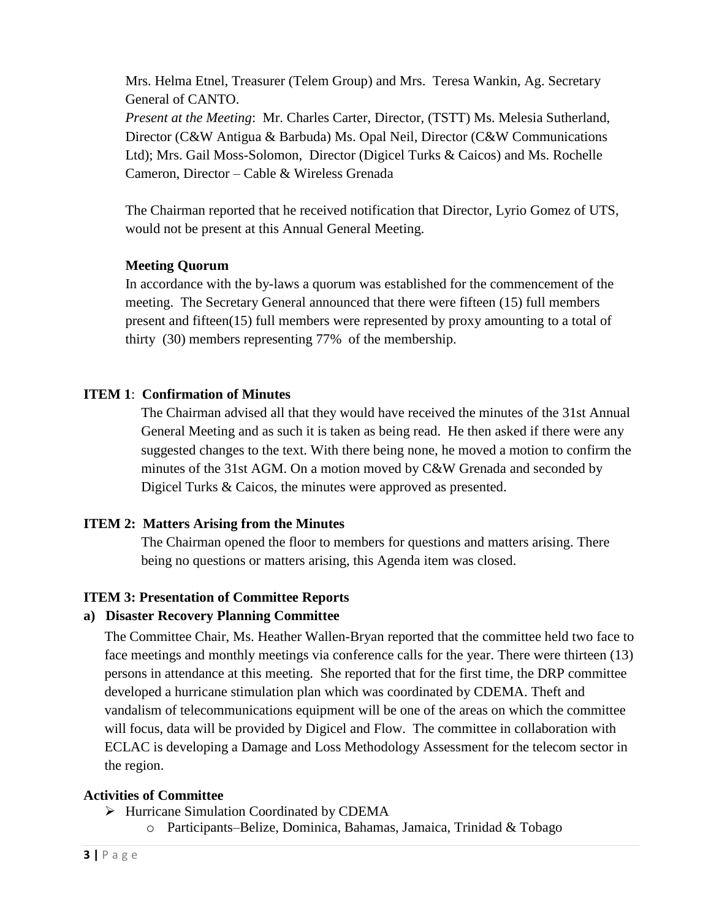Mrs. Helma Etnel, Treasurer (Telem Group) and Mrs. Teresa Wankin, Ag. Secretary General of CANTO.

*Present at the Meeting*: Mr. Charles Carter, Director, (TSTT) Ms. Melesia Sutherland, Director (C&W Antigua & Barbuda) Ms. Opal Neil, Director (C&W Communications Ltd); Mrs. Gail Moss-Solomon, Director (Digicel Turks & Caicos) and Ms. Rochelle Cameron, Director – Cable & Wireless Grenada

The Chairman reported that he received notification that Director, Lyrio Gomez of UTS, would not be present at this Annual General Meeting.

**Meeting Quorum**

In accordance with the by-laws a quorum was established for the commencement of the meeting. The Secretary General announced that there were fifteen (15) full members present and fifteen(15) full members were represented by proxy amounting to a total of thirty (30) members representing 77% of the membership.

**ITEM 1**: **Confirmation of Minutes**

The Chairman advised all that they would have received the minutes of the 31st Annual General Meeting and as such it is taken as being read. He then asked if there were any suggested changes to the text. With there being none, he moved a motion to confirm the minutes of the 31st AGM. On a motion moved by C&W Grenada and seconded by Digicel Turks & Caicos, the minutes were approved as presented.

**ITEM 2: Matters Arising from the Minutes**

The Chairman opened the floor to members for questions and matters arising. There being no questions or matters arising, this Agenda item was closed.

**ITEM 3: Presentation of Committee Reports**

**a) Disaster Recovery Planning Committee**

The Committee Chair, Ms. Heather Wallen-Bryan reported that the committee held two face to face meetings and monthly meetings via conference calls for the year. There were thirteen (13) persons in attendance at this meeting. She reported that for the first time, the DRP committee developed a hurricane stimulation plan which was coordinated by CDEMA. Theft and vandalism of telecommunications equipment will be one of the areas on which the committee will focus, data will be provided by Digicel and Flow. The committee in collaboration with ECLAC is developing a Damage and Loss Methodology Assessment for the telecom sector in the region.

**Activities of Committee**

- Hurricane Simulation Coordinated by CDEMA
  - Participants–Belize, Dominica, Bahamas, Jamaica, Trinidad & Tobago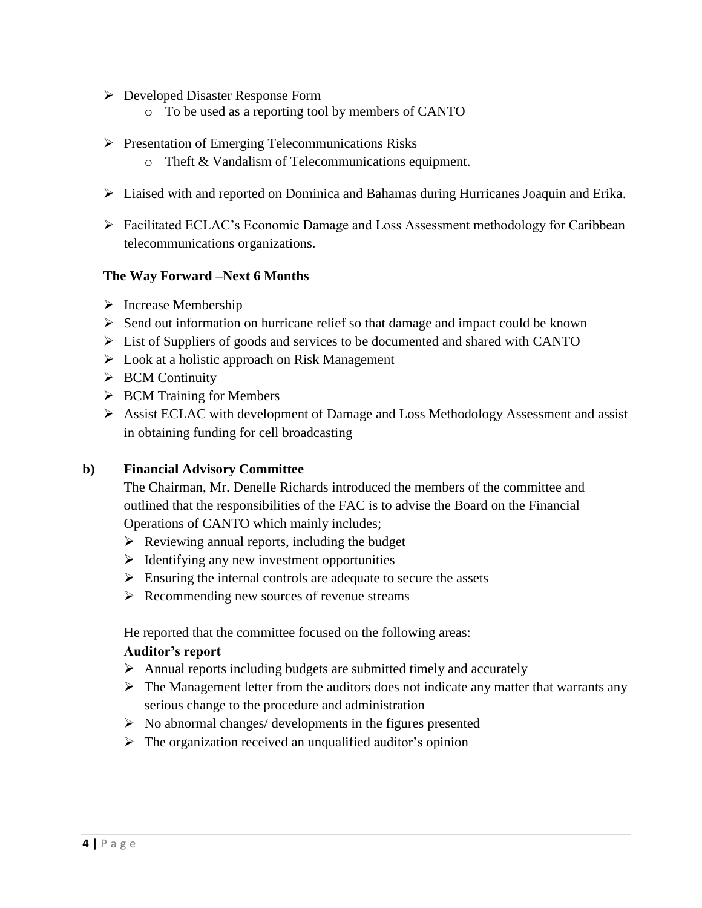- Developed Disaster Response Form
  - To be used as a reporting tool by members of CANTO

- Presentation of Emerging Telecommunications Risks
  - Theft & Vandalism of Telecommunications equipment.

- Liaised with and reported on Dominica and Bahamas during Hurricanes Joaquin and Erika.

- Facilitated ECLAC's Economic Damage and Loss Assessment methodology for Caribbean telecommunications organizations.

**The Way Forward –Next 6 Months**

- Increase Membership
- Send out information on hurricane relief so that damage and impact could be known
- List of Suppliers of goods and services to be documented and shared with CANTO
- Look at a holistic approach on Risk Management
- BCM Continuity
- BCM Training for Members
- Assist ECLAC with development of Damage and Loss Methodology Assessment and assist in obtaining funding for cell broadcasting

**b) Financial Advisory Committee**

The Chairman, Mr. Denelle Richards introduced the members of the committee and outlined that the responsibilities of the FAC is to advise the Board on the Financial Operations of CANTO which mainly includes;

- Reviewing annual reports, including the budget
- Identifying any new investment opportunities
- Ensuring the internal controls are adequate to secure the assets
- Recommending new sources of revenue streams

He reported that the committee focused on the following areas:

**Auditor's report**

- Annual reports including budgets are submitted timely and accurately
- The Management letter from the auditors does not indicate any matter that warrants any serious change to the procedure and administration
- No abnormal changes/ developments in the figures presented
- The organization received an unqualified auditor's opinion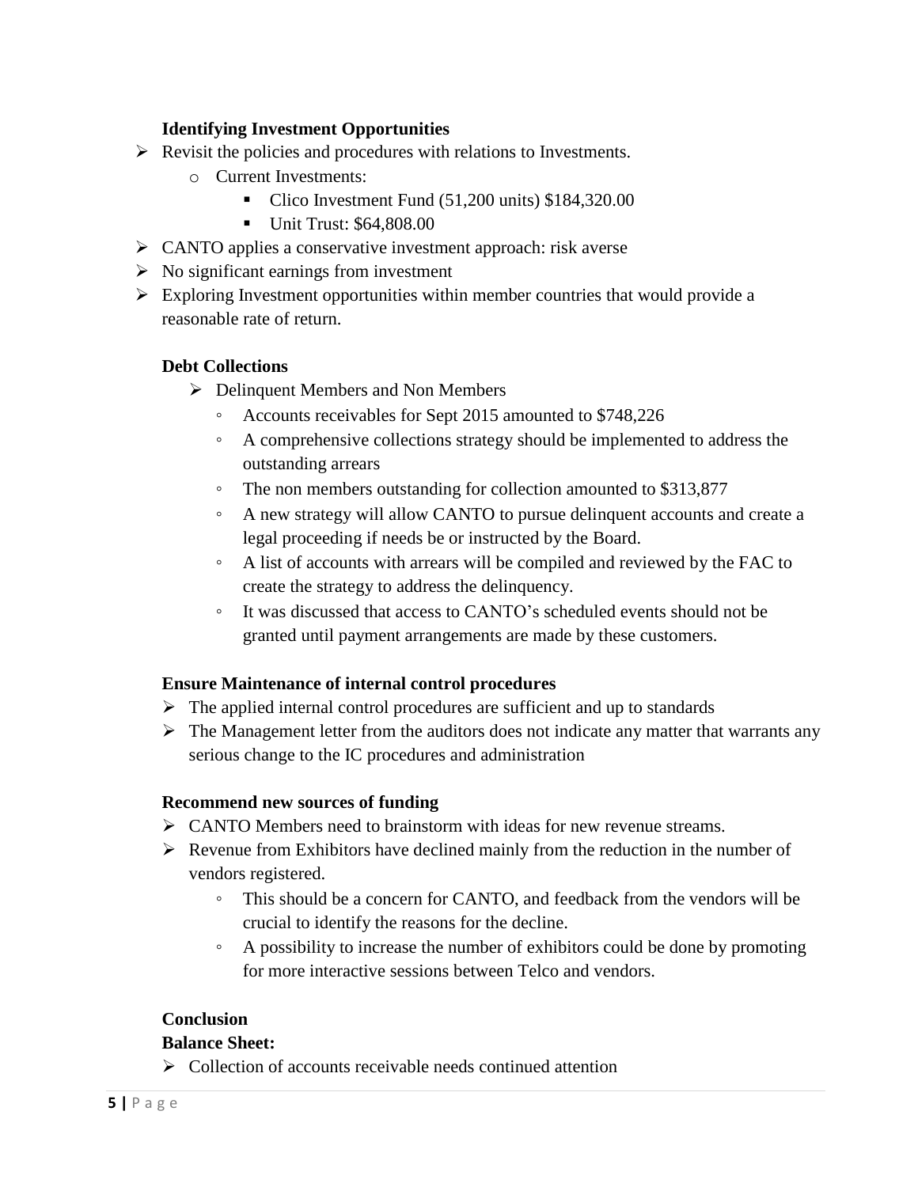**Identifying Investment Opportunities**

- Revisit the policies and procedures with relations to Investments.
  - Current Investments:
    - Clico Investment Fund (51,200 units) $184,320.00
    - Unit Trust: $64,808.00
- CANTO applies a conservative investment approach: risk averse
- No significant earnings from investment
- Exploring Investment opportunities within member countries that would provide a reasonable rate of return.

**Debt Collections**

- Delinquent Members and Non Members
  - Accounts receivables for Sept 2015 amounted to $748,226
  - A comprehensive collections strategy should be implemented to address the outstanding arrears
  - The non members outstanding for collection amounted to $313,877
  - A new strategy will allow CANTO to pursue delinquent accounts and create a legal proceeding if needs be or instructed by the Board.
  - A list of accounts with arrears will be compiled and reviewed by the FAC to create the strategy to address the delinquency.
  - It was discussed that access to CANTO's scheduled events should not be granted until payment arrangements are made by these customers.

**Ensure Maintenance of internal control procedures**

- The applied internal control procedures are sufficient and up to standards
- The Management letter from the auditors does not indicate any matter that warrants any serious change to the IC procedures and administration

**Recommend new sources of funding**

- CANTO Members need to brainstorm with ideas for new revenue streams.
- Revenue from Exhibitors have declined mainly from the reduction in the number of vendors registered.
  - This should be a concern for CANTO, and feedback from the vendors will be crucial to identify the reasons for the decline.
  - A possibility to increase the number of exhibitors could be done by promoting for more interactive sessions between Telco and vendors.

**Conclusion**

**Balance Sheet:**

- Collection of accounts receivable needs continued attention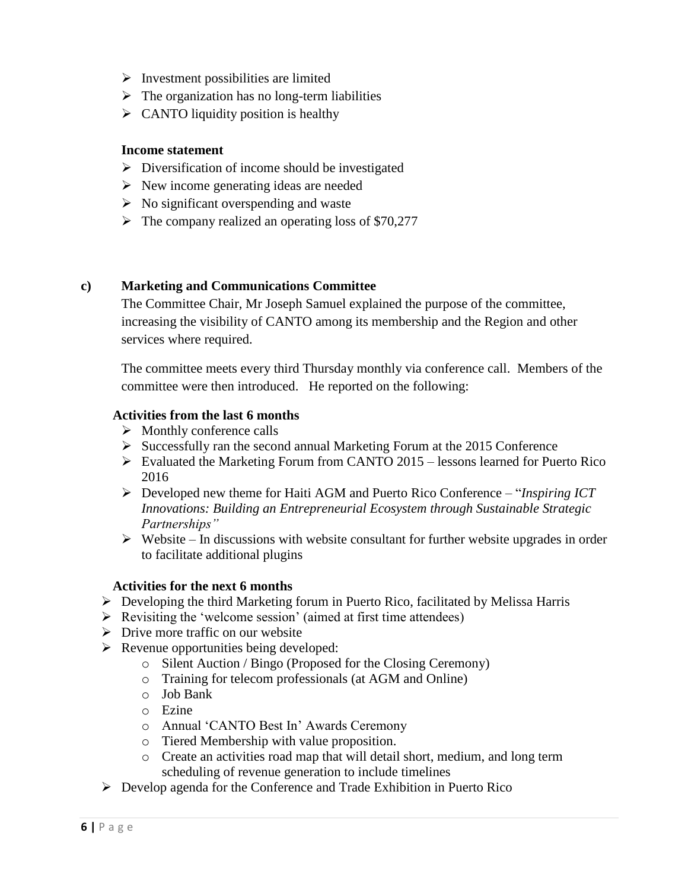- Investment possibilities are limited
- The organization has no long-term liabilities
- CANTO liquidity position is healthy

**Income statement**

- Diversification of income should be investigated
- New income generating ideas are needed
- No significant overspending and waste
- The company realized an operating loss of $70,277

**c) Marketing and Communications Committee**

The Committee Chair, Mr Joseph Samuel explained the purpose of the committee, increasing the visibility of CANTO among its membership and the Region and other services where required.

The committee meets every third Thursday monthly via conference call. Members of the committee were then introduced. He reported on the following:

**Activities from the last 6 months**

- Monthly conference calls
- Successfully ran the second annual Marketing Forum at the 2015 Conference
- Evaluated the Marketing Forum from CANTO 2015 – lessons learned for Puerto Rico 2016
- Developed new theme for Haiti AGM and Puerto Rico Conference – "*Inspiring ICT Innovations: Building an Entrepreneurial Ecosystem through Sustainable Strategic Partnerships"*
- Website – In discussions with website consultant for further website upgrades in order to facilitate additional plugins

**Activities for the next 6 months**

- Developing the third Marketing forum in Puerto Rico, facilitated by Melissa Harris
- Revisiting the 'welcome session' (aimed at first time attendees)
- Drive more traffic on our website
- Revenue opportunities being developed:
  - Silent Auction / Bingo (Proposed for the Closing Ceremony)
  - Training for telecom professionals (at AGM and Online)
  - Job Bank
  - Ezine
  - Annual 'CANTO Best In' Awards Ceremony
  - Tiered Membership with value proposition.
  - Create an activities road map that will detail short, medium, and long term scheduling of revenue generation to include timelines
- Develop agenda for the Conference and Trade Exhibition in Puerto Rico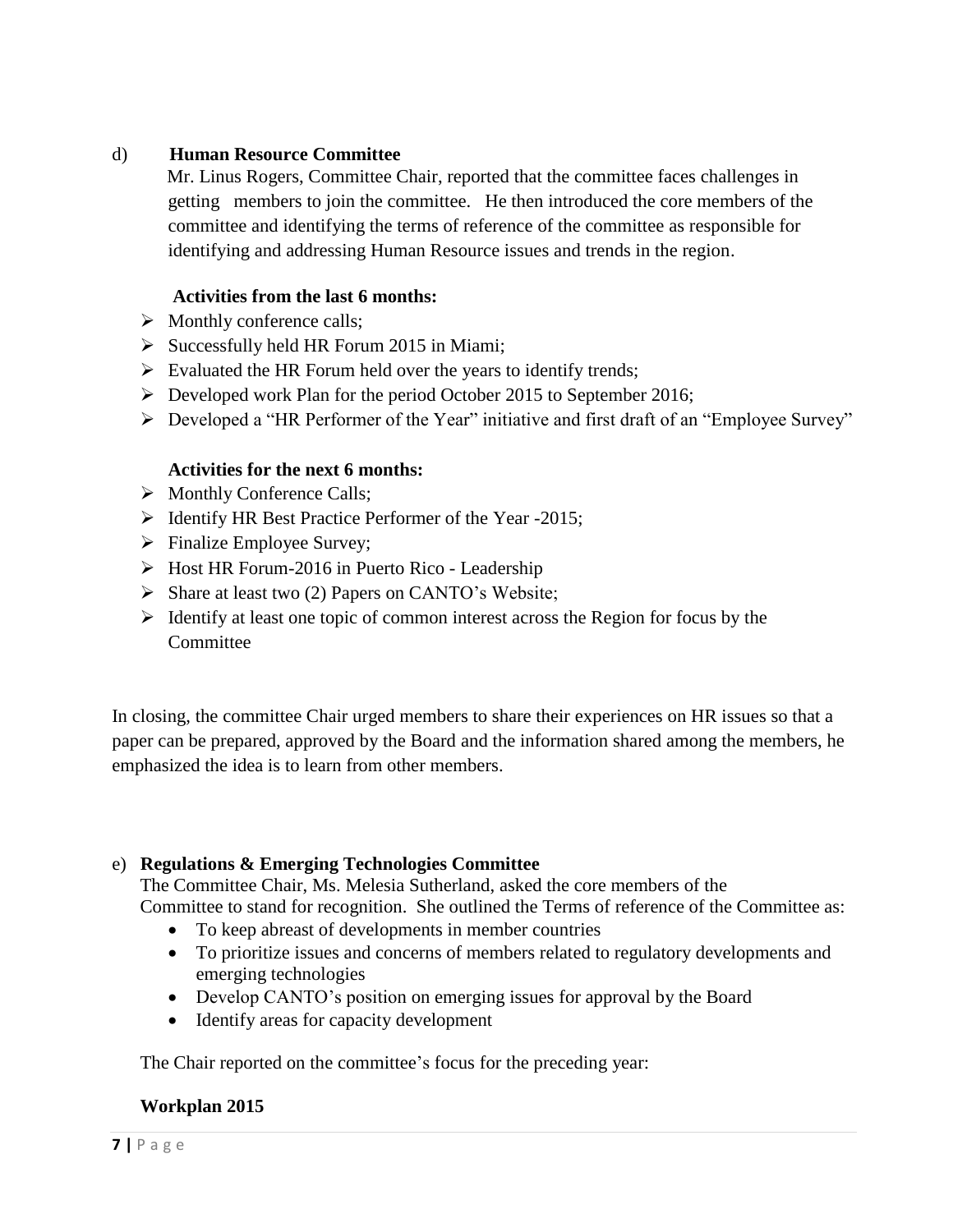d) **Human Resource Committee**

Mr. Linus Rogers, Committee Chair, reported that the committee faces challenges in getting members to join the committee. He then introduced the core members of the committee and identifying the terms of reference of the committee as responsible for identifying and addressing Human Resource issues and trends in the region.

**Activities from the last 6 months:**

- Monthly conference calls;
- Successfully held HR Forum 2015 in Miami;
- Evaluated the HR Forum held over the years to identify trends;
- Developed work Plan for the period October 2015 to September 2016;
- Developed a "HR Performer of the Year" initiative and first draft of an "Employee Survey"

**Activities for the next 6 months:**

- Monthly Conference Calls;
- Identify HR Best Practice Performer of the Year -2015;
- Finalize Employee Survey;
- Host HR Forum-2016 in Puerto Rico - Leadership
- Share at least two (2) Papers on CANTO's Website;
- Identify at least one topic of common interest across the Region for focus by the Committee

In closing, the committee Chair urged members to share their experiences on HR issues so that a paper can be prepared, approved by the Board and the information shared among the members, he emphasized the idea is to learn from other members.

e) **Regulations & Emerging Technologies Committee**

The Committee Chair, Ms. Melesia Sutherland, asked the core members of the Committee to stand for recognition. She outlined the Terms of reference of the Committee as:

- To keep abreast of developments in member countries
- To prioritize issues and concerns of members related to regulatory developments and emerging technologies
- Develop CANTO's position on emerging issues for approval by the Board
- Identify areas for capacity development

The Chair reported on the committee's focus for the preceding year:

**Workplan 2015**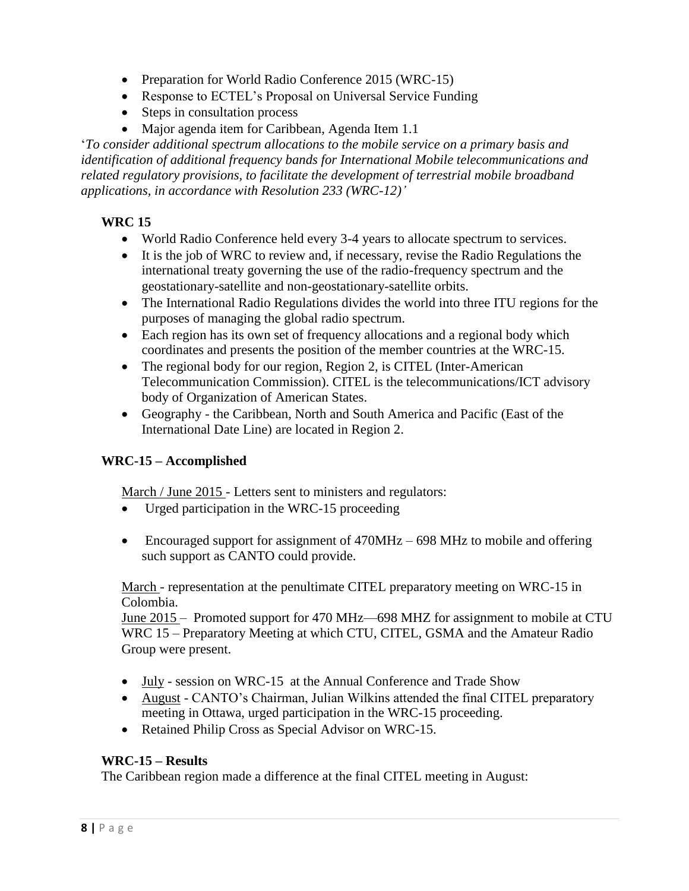- Preparation for World Radio Conference 2015 (WRC-15)
- Response to ECTEL's Proposal on Universal Service Funding
- Steps in consultation process
- Major agenda item for Caribbean, Agenda Item 1.1

'*To consider additional spectrum allocations to the mobile service on a primary basis and identification of additional frequency bands for International Mobile telecommunications and related regulatory provisions, to facilitate the development of terrestrial mobile broadband applications, in accordance with Resolution 233 (WRC-12)'*

**WRC 15**

- World Radio Conference held every 3-4 years to allocate spectrum to services.
- It is the job of WRC to review and, if necessary, revise the Radio Regulations the international treaty governing the use of the radio-frequency spectrum and the geostationary-satellite and non-geostationary-satellite orbits.
- The International Radio Regulations divides the world into three ITU regions for the purposes of managing the global radio spectrum.
- Each region has its own set of frequency allocations and a regional body which coordinates and presents the position of the member countries at the WRC-15.
- The regional body for our region, Region 2, is CITEL (Inter-American Telecommunication Commission). CITEL is the telecommunications/ICT advisory body of Organization of American States.
- Geography - the Caribbean, North and South America and Pacific (East of the International Date Line) are located in Region 2.

**WRC-15 – Accomplished**

March / June 2015 - Letters sent to ministers and regulators:

- Urged participation in the WRC-15 proceeding
- Encouraged support for assignment of 470MHz – 698 MHz to mobile and offering such support as CANTO could provide.

March - representation at the penultimate CITEL preparatory meeting on WRC-15 in Colombia.

June 2015 – Promoted support for 470 MHz—698 MHZ for assignment to mobile at CTU WRC 15 – Preparatory Meeting at which CTU, CITEL, GSMA and the Amateur Radio Group were present.

- July - session on WRC-15 at the Annual Conference and Trade Show
- August - CANTO's Chairman, Julian Wilkins attended the final CITEL preparatory meeting in Ottawa, urged participation in the WRC-15 proceeding.
- Retained Philip Cross as Special Advisor on WRC-15.

**WRC-15 – Results**

The Caribbean region made a difference at the final CITEL meeting in August: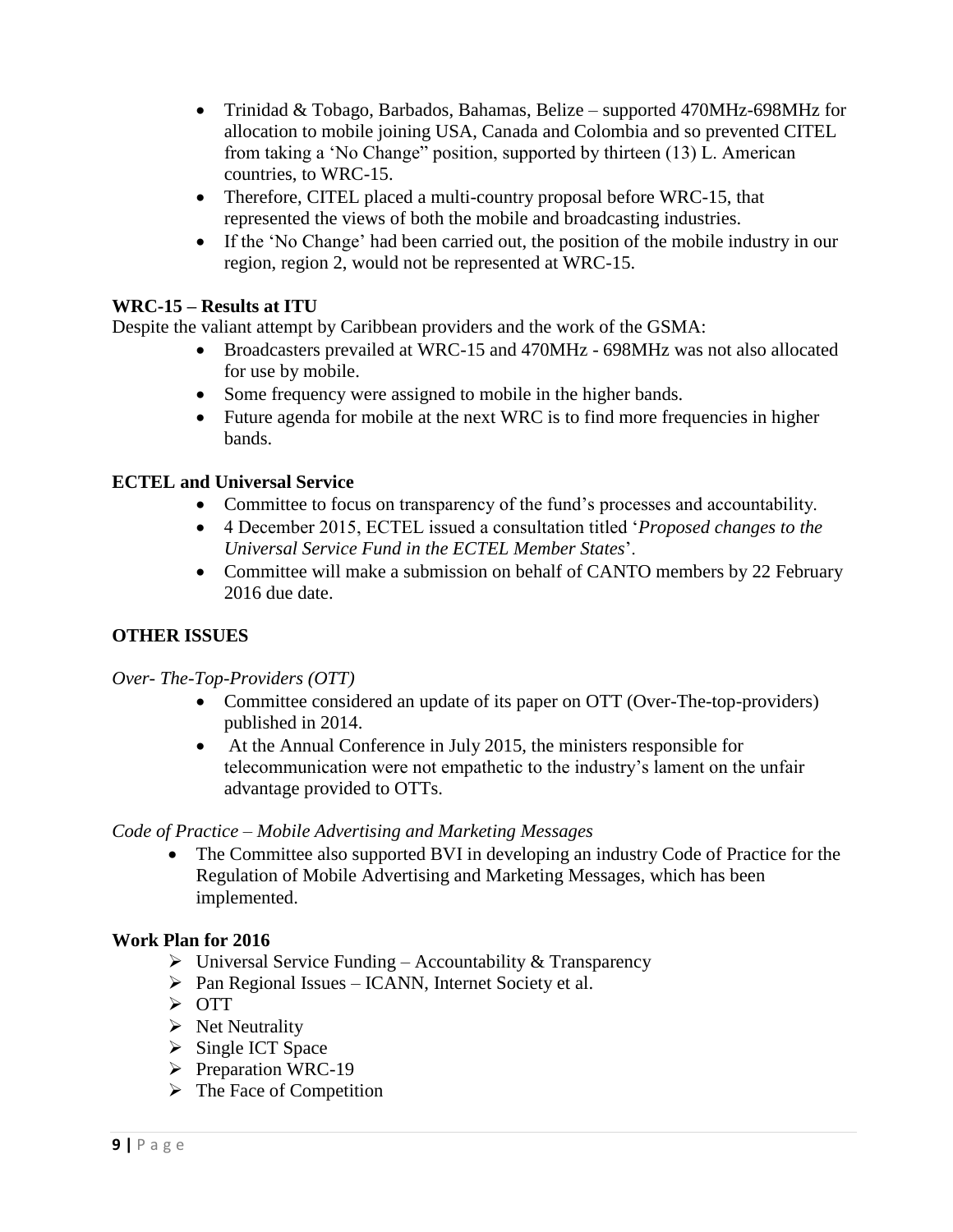- Trinidad & Tobago, Barbados, Bahamas, Belize – supported 470MHz-698MHz for allocation to mobile joining USA, Canada and Colombia and so prevented CITEL from taking a 'No Change" position, supported by thirteen (13) L. American countries, to WRC-15.
- Therefore, CITEL placed a multi-country proposal before WRC-15, that represented the views of both the mobile and broadcasting industries.
- If the 'No Change' had been carried out, the position of the mobile industry in our region, region 2, would not be represented at WRC-15.

**WRC-15 – Results at ITU**

Despite the valiant attempt by Caribbean providers and the work of the GSMA:

- Broadcasters prevailed at WRC-15 and 470MHz - 698MHz was not also allocated for use by mobile.
- Some frequency were assigned to mobile in the higher bands.
- Future agenda for mobile at the next WRC is to find more frequencies in higher bands.

**ECTEL and Universal Service**

- Committee to focus on transparency of the fund's processes and accountability.
- 4 December 2015, ECTEL issued a consultation titled '*Proposed changes to the Universal Service Fund in the ECTEL Member States*'.
- Committee will make a submission on behalf of CANTO members by 22 February 2016 due date.

**OTHER ISSUES**

*Over- The-Top-Providers (OTT)*

- Committee considered an update of its paper on OTT (Over-The-top-providers) published in 2014.
- At the Annual Conference in July 2015, the ministers responsible for telecommunication were not empathetic to the industry's lament on the unfair advantage provided to OTTs.

*Code of Practice – Mobile Advertising and Marketing Messages*

- The Committee also supported BVI in developing an industry Code of Practice for the Regulation of Mobile Advertising and Marketing Messages, which has been implemented.

**Work Plan for 2016**

- Universal Service Funding – Accountability & Transparency
- Pan Regional Issues – ICANN, Internet Society et al.
- OTT
- Net Neutrality
- Single ICT Space
- Preparation WRC-19
- The Face of Competition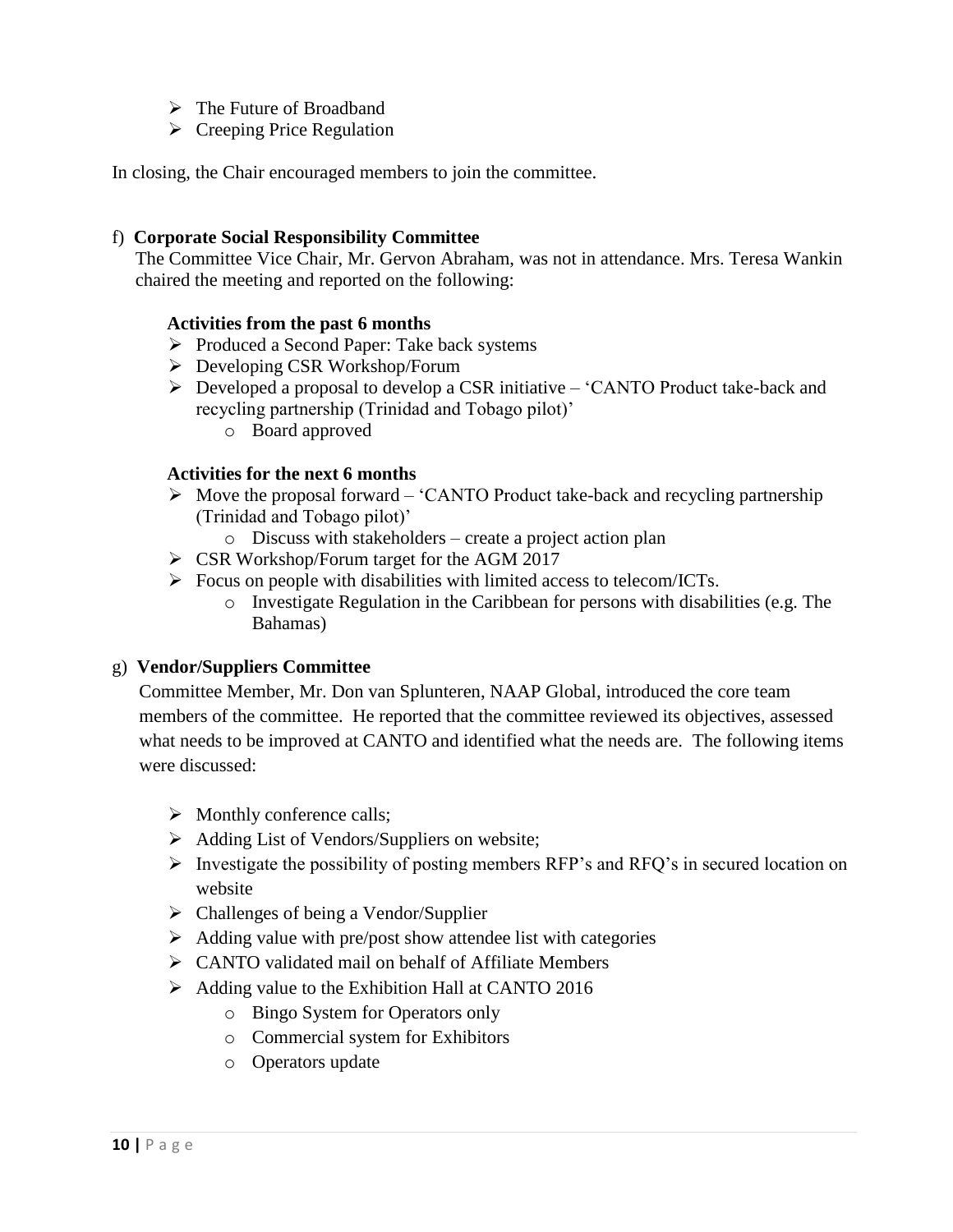- The Future of Broadband
- Creeping Price Regulation

In closing, the Chair encouraged members to join the committee.

f) **Corporate Social Responsibility Committee**

The Committee Vice Chair, Mr. Gervon Abraham, was not in attendance. Mrs. Teresa Wankin chaired the meeting and reported on the following:

**Activities from the past 6 months**

- Produced a Second Paper: Take back systems
- Developing CSR Workshop/Forum
- Developed a proposal to develop a CSR initiative – 'CANTO Product take-back and recycling partnership (Trinidad and Tobago pilot)'
    - Board approved

**Activities for the next 6 months**

- Move the proposal forward – 'CANTO Product take-back and recycling partnership (Trinidad and Tobago pilot)'
    - Discuss with stakeholders – create a project action plan
- CSR Workshop/Forum target for the AGM 2017
- Focus on people with disabilities with limited access to telecom/ICTs.
    - Investigate Regulation in the Caribbean for persons with disabilities (e.g. The Bahamas)

g) **Vendor/Suppliers Committee**

Committee Member, Mr. Don van Splunteren, NAAP Global, introduced the core team members of the committee. He reported that the committee reviewed its objectives, assessed what needs to be improved at CANTO and identified what the needs are. The following items were discussed:

- Monthly conference calls;
- Adding List of Vendors/Suppliers on website;
- Investigate the possibility of posting members RFP's and RFQ's in secured location on website
- Challenges of being a Vendor/Supplier
- Adding value with pre/post show attendee list with categories
- CANTO validated mail on behalf of Affiliate Members
- Adding value to the Exhibition Hall at CANTO 2016
    - Bingo System for Operators only
    - Commercial system for Exhibitors
    - Operators update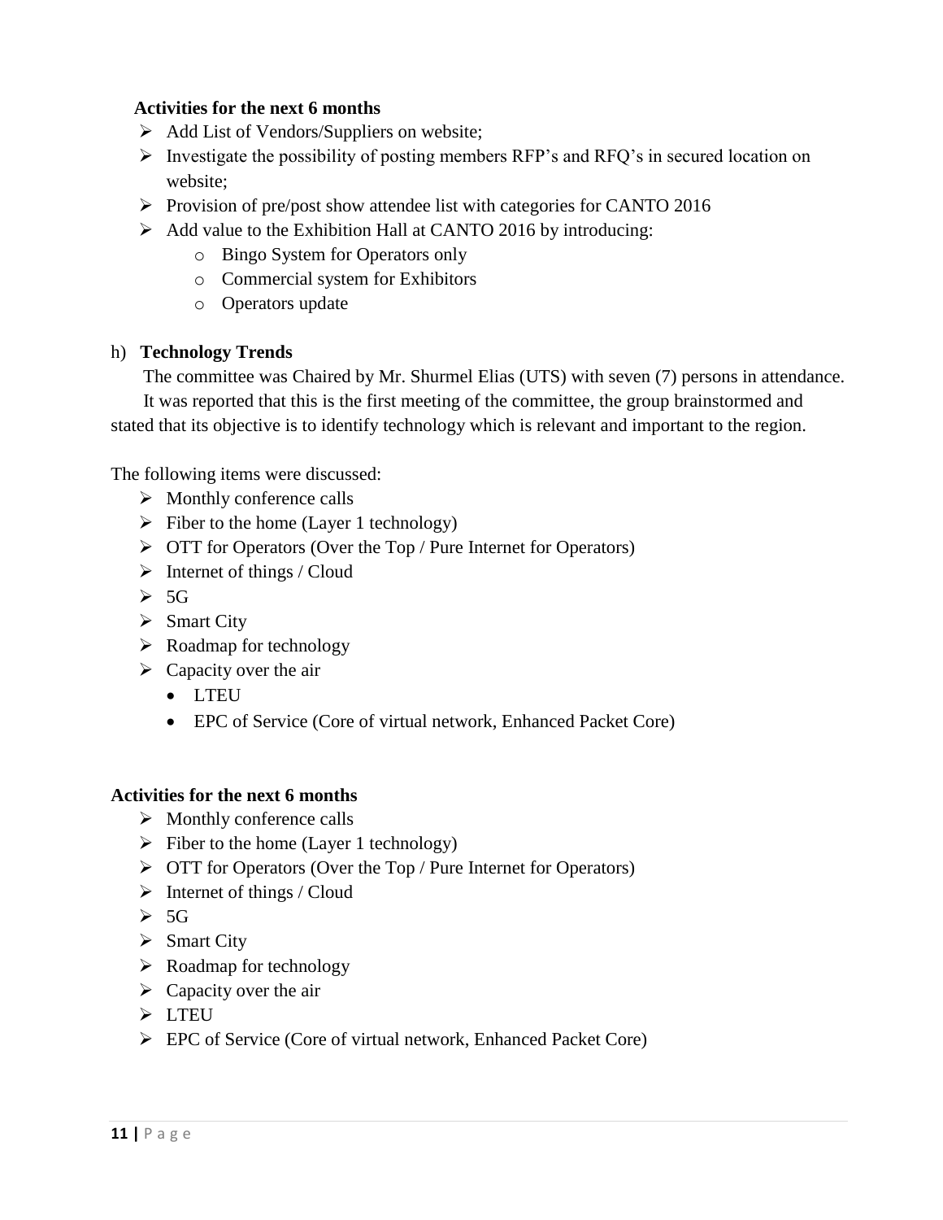**Activities for the next 6 months**

- Add List of Vendors/Suppliers on website;
- Investigate the possibility of posting members RFP's and RFQ's in secured location on website;
- Provision of pre/post show attendee list with categories for CANTO 2016
- Add value to the Exhibition Hall at CANTO 2016 by introducing:
  - Bingo System for Operators only
  - Commercial system for Exhibitors
  - Operators update

h) **Technology Trends**

The committee was Chaired by Mr. Shurmel Elias (UTS) with seven (7) persons in attendance. It was reported that this is the first meeting of the committee, the group brainstormed and stated that its objective is to identify technology which is relevant and important to the region.

The following items were discussed:

- Monthly conference calls
- Fiber to the home (Layer 1 technology)
- OTT for Operators (Over the Top / Pure Internet for Operators)
- Internet of things / Cloud
- 5G
- Smart City
- Roadmap for technology
- Capacity over the air
  - LTEU
  - EPC of Service (Core of virtual network, Enhanced Packet Core)

**Activities for the next 6 months**

- Monthly conference calls
- Fiber to the home (Layer 1 technology)
- OTT for Operators (Over the Top / Pure Internet for Operators)
- Internet of things / Cloud
- 5G
- Smart City
- Roadmap for technology
- Capacity over the air
- LTEU
- EPC of Service (Core of virtual network, Enhanced Packet Core)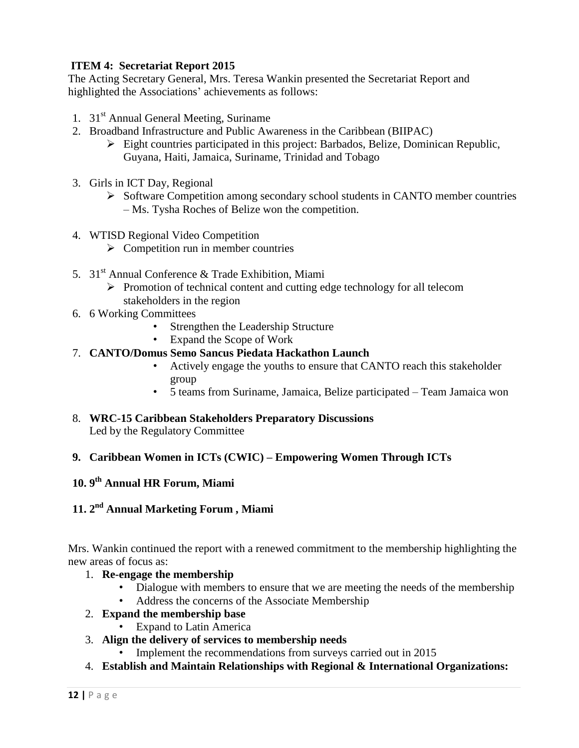**ITEM 4: Secretariat Report 2015**

The Acting Secretary General, Mrs. Teresa Wankin presented the Secretariat Report and highlighted the Associations' achievements as follows:

1. 31st Annual General Meeting, Suriname
2. Broadband Infrastructure and Public Awareness in the Caribbean (BIIPAC)
   - Eight countries participated in this project: Barbados, Belize, Dominican Republic, Guyana, Haiti, Jamaica, Suriname, Trinidad and Tobago
3. Girls in ICT Day, Regional
   - Software Competition among secondary school students in CANTO member countries – Ms. Tysha Roches of Belize won the competition.
4. WTISD Regional Video Competition
   - Competition run in member countries
5. 31st Annual Conference & Trade Exhibition, Miami
   - Promotion of technical content and cutting edge technology for all telecom stakeholders in the region
6. 6 Working Committees
   - Strengthen the Leadership Structure
   - Expand the Scope of Work
7. **CANTO/Domus Semo Sancus Piedata Hackathon Launch**
   - Actively engage the youths to ensure that CANTO reach this stakeholder group
   - 5 teams from Suriname, Jamaica, Belize participated – Team Jamaica won
8. **WRC-15 Caribbean Stakeholders Preparatory Discussions**
   Led by the Regulatory Committee
9. **Caribbean Women in ICTs (CWIC) – Empowering Women Through ICTs**
10. **9th Annual HR Forum, Miami**
11. **2nd Annual Marketing Forum , Miami**

Mrs. Wankin continued the report with a renewed commitment to the membership highlighting the new areas of focus as:

1. **Re-engage the membership**
   - Dialogue with members to ensure that we are meeting the needs of the membership
   - Address the concerns of the Associate Membership
2. **Expand the membership base**
   - Expand to Latin America
3. **Align the delivery of services to membership needs**
   - Implement the recommendations from surveys carried out in 2015
4. **Establish and Maintain Relationships with Regional & International Organizations:**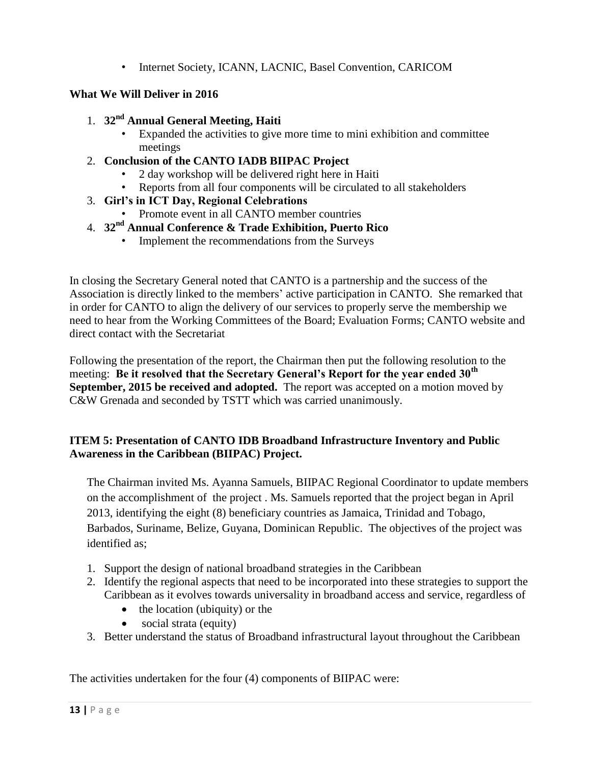- Internet Society, ICANN, LACNIC, Basel Convention, CARICOM

**What We Will Deliver in 2016**

1. **32nd Annual General Meeting, Haiti**
    - Expanded the activities to give more time to mini exhibition and committee meetings
2. **Conclusion of the CANTO IADB BIIPAC Project**
    - 2 day workshop will be delivered right here in Haiti
    - Reports from all four components will be circulated to all stakeholders
3. **Girl's in ICT Day, Regional Celebrations**
    - Promote event in all CANTO member countries
4. **32nd Annual Conference & Trade Exhibition, Puerto Rico**
    - Implement the recommendations from the Surveys

In closing the Secretary General noted that CANTO is a partnership and the success of the Association is directly linked to the members' active participation in CANTO. She remarked that in order for CANTO to align the delivery of our services to properly serve the membership we need to hear from the Working Committees of the Board; Evaluation Forms; CANTO website and direct contact with the Secretariat

Following the presentation of the report, the Chairman then put the following resolution to the meeting: **Be it resolved that the Secretary General's Report for the year ended 30th September, 2015 be received and adopted.** The report was accepted on a motion moved by C&W Grenada and seconded by TSTT which was carried unanimously.

**ITEM 5: Presentation of CANTO IDB Broadband Infrastructure Inventory and Public Awareness in the Caribbean (BIIPAC) Project.**

The Chairman invited Ms. Ayanna Samuels, BIIPAC Regional Coordinator to update members on the accomplishment of the project . Ms. Samuels reported that the project began in April 2013, identifying the eight (8) beneficiary countries as Jamaica, Trinidad and Tobago, Barbados, Suriname, Belize, Guyana, Dominican Republic. The objectives of the project was identified as;

1. Support the design of national broadband strategies in the Caribbean
2. Identify the regional aspects that need to be incorporated into these strategies to support the Caribbean as it evolves towards universality in broadband access and service, regardless of
    - the location (ubiquity) or the
    - social strata (equity)
3. Better understand the status of Broadband infrastructural layout throughout the Caribbean

The activities undertaken for the four (4) components of BIIPAC were: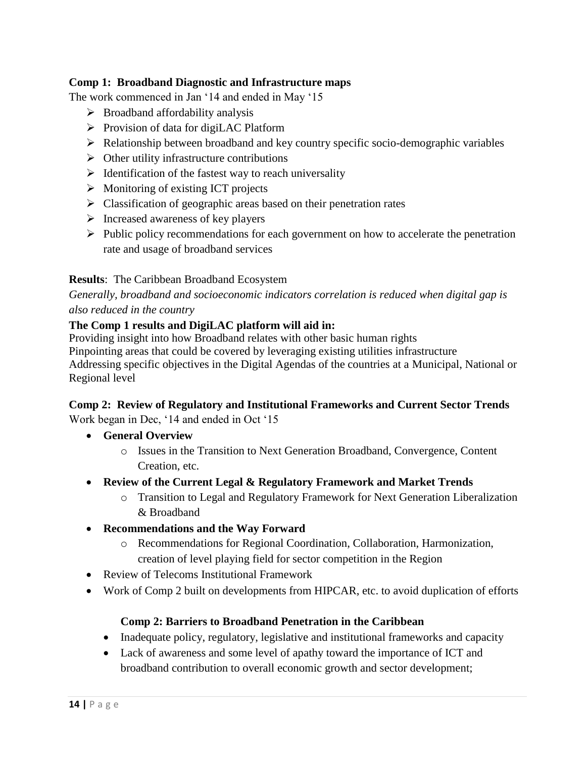**Comp 1: Broadband Diagnostic and Infrastructure maps**

The work commenced in Jan '14 and ended in May '15

- Broadband affordability analysis
- Provision of data for digiLAC Platform
- Relationship between broadband and key country specific socio-demographic variables
- Other utility infrastructure contributions
- Identification of the fastest way to reach universality
- Monitoring of existing ICT projects
- Classification of geographic areas based on their penetration rates
- Increased awareness of key players
- Public policy recommendations for each government on how to accelerate the penetration rate and usage of broadband services

**Results**: The Caribbean Broadband Ecosystem

*Generally, broadband and socioeconomic indicators correlation is reduced when digital gap is also reduced in the country*

**The Comp 1 results and DigiLAC platform will aid in:**

Providing insight into how Broadband relates with other basic human rights
Pinpointing areas that could be covered by leveraging existing utilities infrastructure
Addressing specific objectives in the Digital Agendas of the countries at a Municipal, National or Regional level

**Comp 2: Review of Regulatory and Institutional Frameworks and Current Sector Trends**

Work began in Dec, '14 and ended in Oct '15

- **General Overview**
  - Issues in the Transition to Next Generation Broadband, Convergence, Content Creation, etc.
- **Review of the Current Legal & Regulatory Framework and Market Trends**
  - Transition to Legal and Regulatory Framework for Next Generation Liberalization & Broadband
- **Recommendations and the Way Forward**
  - Recommendations for Regional Coordination, Collaboration, Harmonization, creation of level playing field for sector competition in the Region
- Review of Telecoms Institutional Framework
- Work of Comp 2 built on developments from HIPCAR, etc. to avoid duplication of efforts

**Comp 2: Barriers to Broadband Penetration in the Caribbean**

- Inadequate policy, regulatory, legislative and institutional frameworks and capacity
- Lack of awareness and some level of apathy toward the importance of ICT and broadband contribution to overall economic growth and sector development;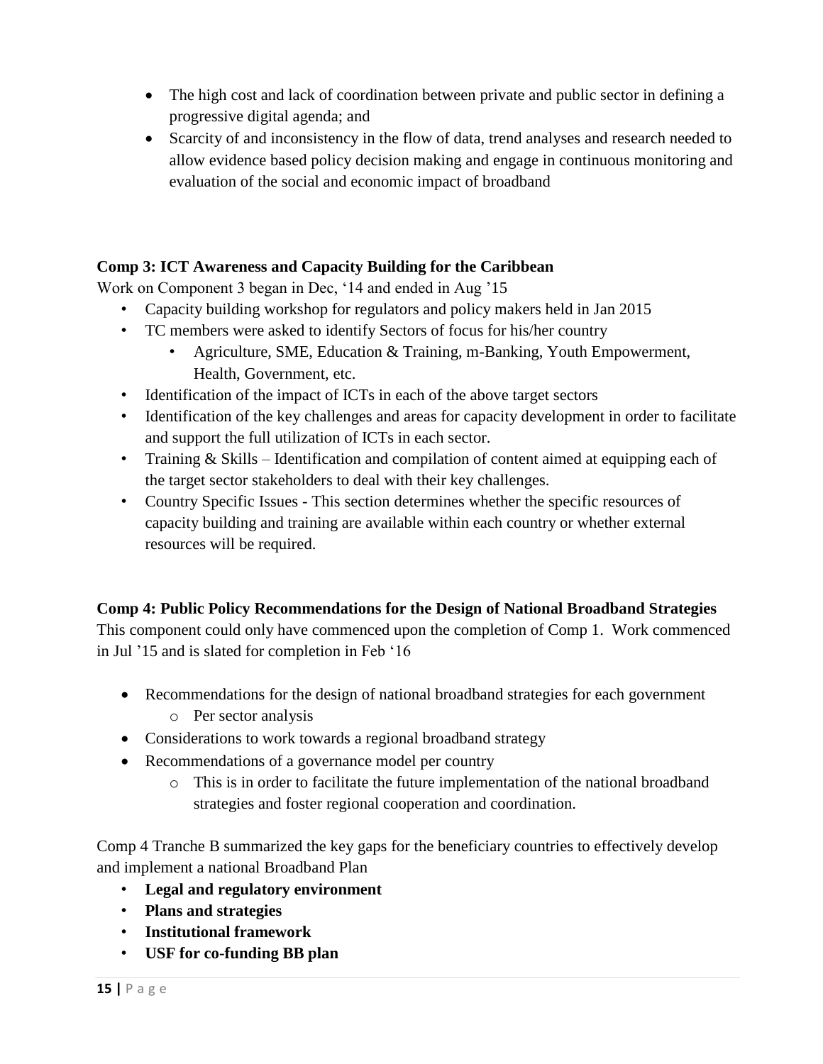- The high cost and lack of coordination between private and public sector in defining a progressive digital agenda; and
- Scarcity of and inconsistency in the flow of data, trend analyses and research needed to allow evidence based policy decision making and engage in continuous monitoring and evaluation of the social and economic impact of broadband

**Comp 3: ICT Awareness and Capacity Building for the Caribbean**

Work on Component 3 began in Dec, '14 and ended in Aug '15

- Capacity building workshop for regulators and policy makers held in Jan 2015
- TC members were asked to identify Sectors of focus for his/her country
  - Agriculture, SME, Education & Training, m-Banking, Youth Empowerment, Health, Government, etc.
- Identification of the impact of ICTs in each of the above target sectors
- Identification of the key challenges and areas for capacity development in order to facilitate and support the full utilization of ICTs in each sector.
- Training & Skills – Identification and compilation of content aimed at equipping each of the target sector stakeholders to deal with their key challenges.
- Country Specific Issues - This section determines whether the specific resources of capacity building and training are available within each country or whether external resources will be required.

**Comp 4: Public Policy Recommendations for the Design of National Broadband Strategies**

This component could only have commenced upon the completion of Comp 1. Work commenced in Jul '15 and is slated for completion in Feb '16

- Recommendations for the design of national broadband strategies for each government
  - Per sector analysis
- Considerations to work towards a regional broadband strategy
- Recommendations of a governance model per country
  - This is in order to facilitate the future implementation of the national broadband strategies and foster regional cooperation and coordination.

Comp 4 Tranche B summarized the key gaps for the beneficiary countries to effectively develop and implement a national Broadband Plan

- **Legal and regulatory environment**
- **Plans and strategies**
- **Institutional framework**
- **USF for co-funding BB plan**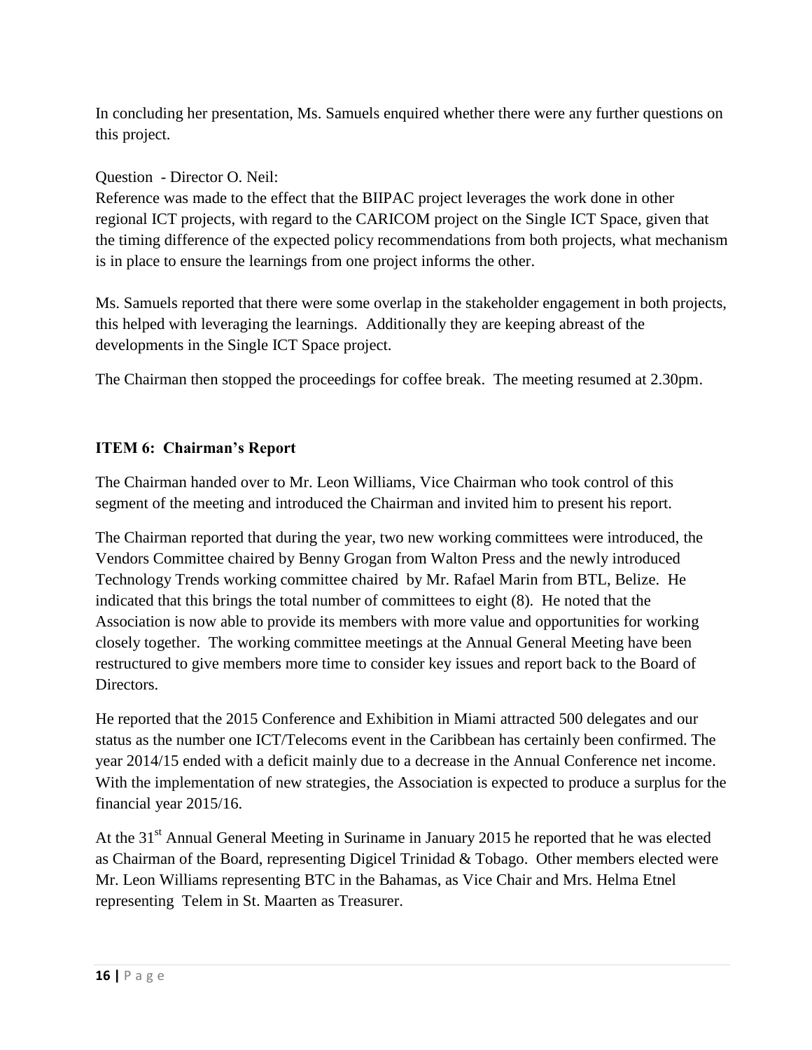In concluding her presentation, Ms. Samuels enquired whether there were any further questions on this project.

Question - Director O. Neil:
Reference was made to the effect that the BIIPAC project leverages the work done in other regional ICT projects, with regard to the CARICOM project on the Single ICT Space, given that the timing difference of the expected policy recommendations from both projects, what mechanism is in place to ensure the learnings from one project informs the other.

Ms. Samuels reported that there were some overlap in the stakeholder engagement in both projects, this helped with leveraging the learnings. Additionally they are keeping abreast of the developments in the Single ICT Space project.

The Chairman then stopped the proceedings for coffee break. The meeting resumed at 2.30pm.

**ITEM 6: Chairman's Report**

The Chairman handed over to Mr. Leon Williams, Vice Chairman who took control of this segment of the meeting and introduced the Chairman and invited him to present his report.

The Chairman reported that during the year, two new working committees were introduced, the Vendors Committee chaired by Benny Grogan from Walton Press and the newly introduced Technology Trends working committee chaired by Mr. Rafael Marin from BTL, Belize. He indicated that this brings the total number of committees to eight (8). He noted that the Association is now able to provide its members with more value and opportunities for working closely together. The working committee meetings at the Annual General Meeting have been restructured to give members more time to consider key issues and report back to the Board of Directors.

He reported that the 2015 Conference and Exhibition in Miami attracted 500 delegates and our status as the number one ICT/Telecoms event in the Caribbean has certainly been confirmed. The year 2014/15 ended with a deficit mainly due to a decrease in the Annual Conference net income. With the implementation of new strategies, the Association is expected to produce a surplus for the financial year 2015/16.

At the 31st Annual General Meeting in Suriname in January 2015 he reported that he was elected as Chairman of the Board, representing Digicel Trinidad & Tobago. Other members elected were Mr. Leon Williams representing BTC in the Bahamas, as Vice Chair and Mrs. Helma Etnel representing Telem in St. Maarten as Treasurer.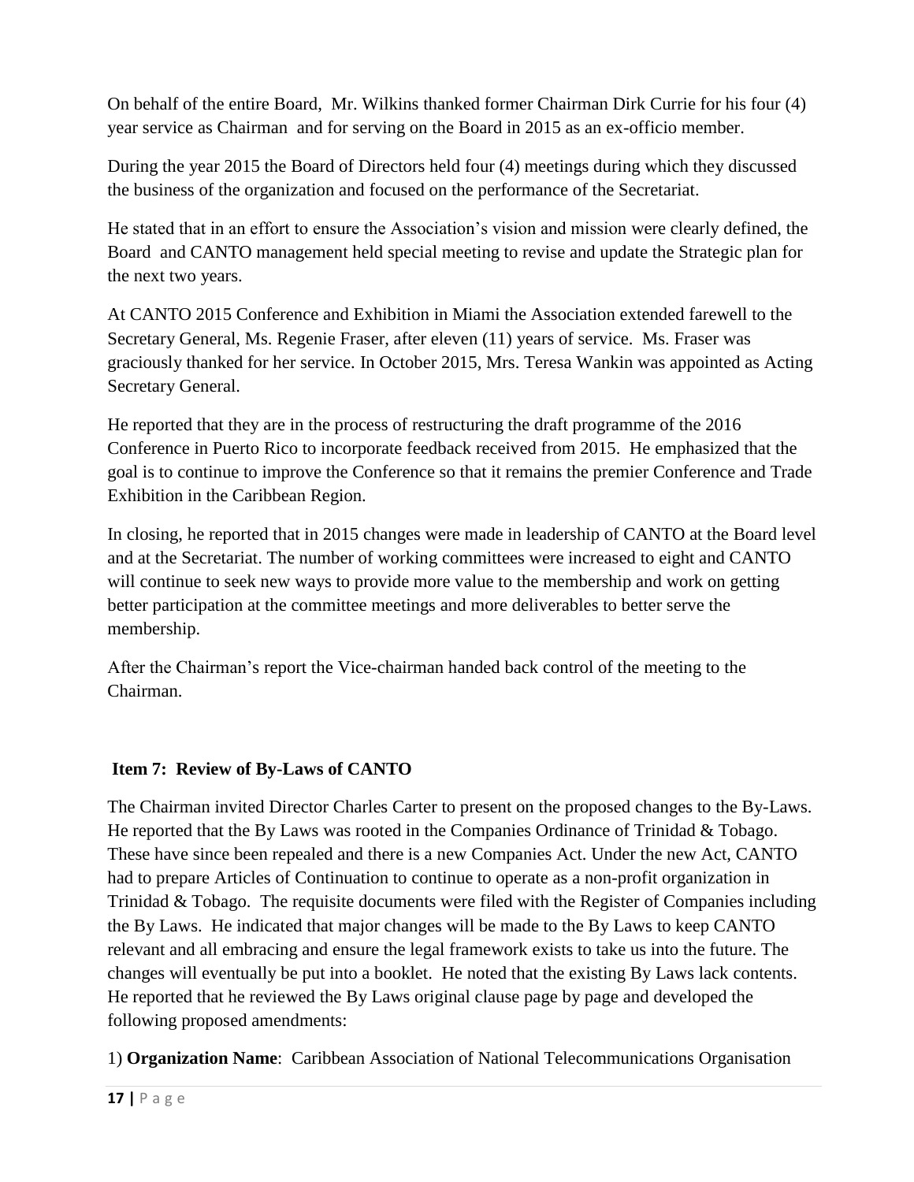On behalf of the entire Board, Mr. Wilkins thanked former Chairman Dirk Currie for his four (4) year service as Chairman and for serving on the Board in 2015 as an ex-officio member.

During the year 2015 the Board of Directors held four (4) meetings during which they discussed the business of the organization and focused on the performance of the Secretariat.

He stated that in an effort to ensure the Association's vision and mission were clearly defined, the Board and CANTO management held special meeting to revise and update the Strategic plan for the next two years.

At CANTO 2015 Conference and Exhibition in Miami the Association extended farewell to the Secretary General, Ms. Regenie Fraser, after eleven (11) years of service. Ms. Fraser was graciously thanked for her service. In October 2015, Mrs. Teresa Wankin was appointed as Acting Secretary General.

He reported that they are in the process of restructuring the draft programme of the 2016 Conference in Puerto Rico to incorporate feedback received from 2015. He emphasized that the goal is to continue to improve the Conference so that it remains the premier Conference and Trade Exhibition in the Caribbean Region.

In closing, he reported that in 2015 changes were made in leadership of CANTO at the Board level and at the Secretariat. The number of working committees were increased to eight and CANTO will continue to seek new ways to provide more value to the membership and work on getting better participation at the committee meetings and more deliverables to better serve the membership.

After the Chairman's report the Vice-chairman handed back control of the meeting to the Chairman.

**Item 7: Review of By-Laws of CANTO**

The Chairman invited Director Charles Carter to present on the proposed changes to the By-Laws. He reported that the By Laws was rooted in the Companies Ordinance of Trinidad & Tobago. These have since been repealed and there is a new Companies Act. Under the new Act, CANTO had to prepare Articles of Continuation to continue to operate as a non-profit organization in Trinidad & Tobago. The requisite documents were filed with the Register of Companies including the By Laws. He indicated that major changes will be made to the By Laws to keep CANTO relevant and all embracing and ensure the legal framework exists to take us into the future. The changes will eventually be put into a booklet. He noted that the existing By Laws lack contents. He reported that he reviewed the By Laws original clause page by page and developed the following proposed amendments:

1) **Organization Name**: Caribbean Association of National Telecommunications Organisation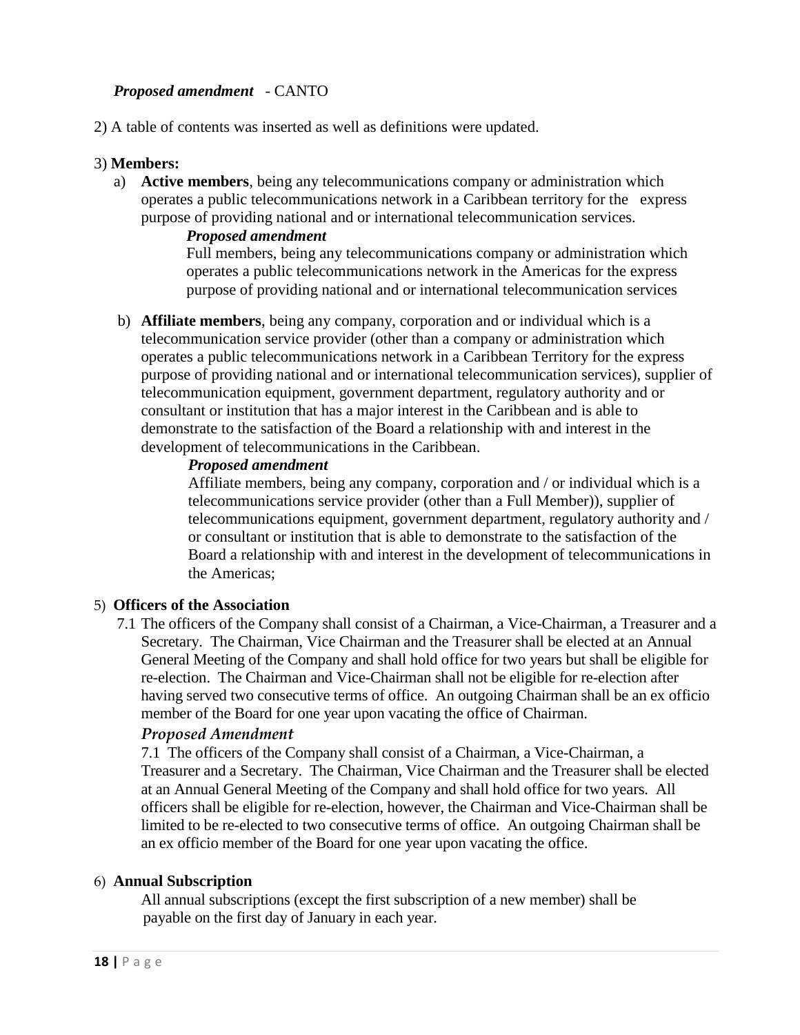***Proposed amendment*** - CANTO

2) A table of contents was inserted as well as definitions were updated.

3) **Members:**

a) **Active members**, being any telecommunications company or administration which operates a public telecommunications network in a Caribbean territory for the express purpose of providing national and or international telecommunication services.

> ***Proposed amendment***
>
> Full members, being any telecommunications company or administration which operates a public telecommunications network in the Americas for the express purpose of providing national and or international telecommunication services

b) **Affiliate members**, being any company, corporation and or individual which is a telecommunication service provider (other than a company or administration which operates a public telecommunications network in a Caribbean Territory for the express purpose of providing national and or international telecommunication services), supplier of telecommunication equipment, government department, regulatory authority and or consultant or institution that has a major interest in the Caribbean and is able to demonstrate to the satisfaction of the Board a relationship with and interest in the development of telecommunications in the Caribbean.

> ***Proposed amendment***
>
> Affiliate members, being any company, corporation and / or individual which is a telecommunications service provider (other than a Full Member)), supplier of telecommunications equipment, government department, regulatory authority and / or consultant or institution that is able to demonstrate to the satisfaction of the Board a relationship with and interest in the development of telecommunications in the Americas;

5) **Officers of the Association**

7.1 The officers of the Company shall consist of a Chairman, a Vice-Chairman, a Treasurer and a Secretary. The Chairman, Vice Chairman and the Treasurer shall be elected at an Annual General Meeting of the Company and shall hold office for two years but shall be eligible for re-election. The Chairman and Vice-Chairman shall not be eligible for re-election after having served two consecutive terms of office. An outgoing Chairman shall be an ex officio member of the Board for one year upon vacating the office of Chairman.

***Proposed Amendment***

7.1 The officers of the Company shall consist of a Chairman, a Vice-Chairman, a Treasurer and a Secretary. The Chairman, Vice Chairman and the Treasurer shall be elected at an Annual General Meeting of the Company and shall hold office for two years. All officers shall be eligible for re-election, however, the Chairman and Vice-Chairman shall be limited to be re-elected to two consecutive terms of office. An outgoing Chairman shall be an ex officio member of the Board for one year upon vacating the office.

6) **Annual Subscription**

All annual subscriptions (except the first subscription of a new member) shall be payable on the first day of January in each year.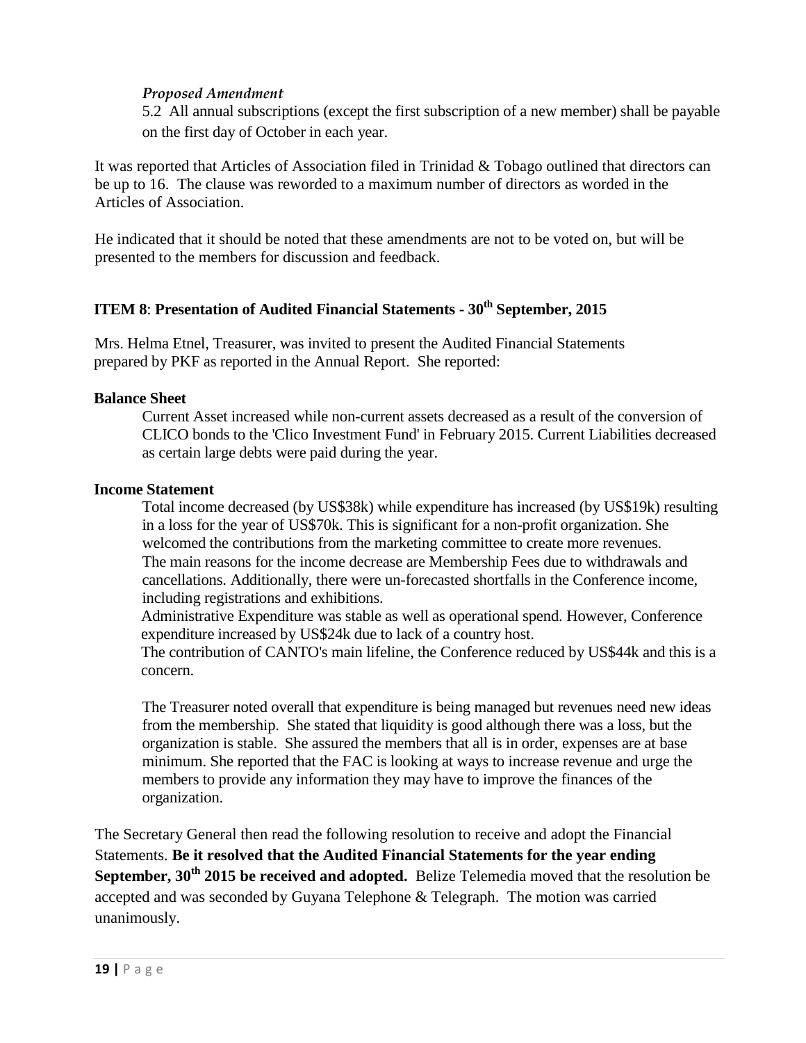*Proposed Amendment*

5.2 All annual subscriptions (except the first subscription of a new member) shall be payable on the first day of October in each year.

It was reported that Articles of Association filed in Trinidad & Tobago outlined that directors can be up to 16. The clause was reworded to a maximum number of directors as worded in the Articles of Association.

He indicated that it should be noted that these amendments are not to be voted on, but will be presented to the members for discussion and feedback.

## ITEM 8: Presentation of Audited Financial Statements - 30th September, 2015

Mrs. Helma Etnel, Treasurer, was invited to present the Audited Financial Statements prepared by PKF as reported in the Annual Report. She reported:

**Balance Sheet**

Current Asset increased while non-current assets decreased as a result of the conversion of CLICO bonds to the 'Clico Investment Fund' in February 2015. Current Liabilities decreased as certain large debts were paid during the year.

**Income Statement**

Total income decreased (by US$38k) while expenditure has increased (by US$19k) resulting in a loss for the year of US$70k. This is significant for a non-profit organization. She welcomed the contributions from the marketing committee to create more revenues.

The main reasons for the income decrease are Membership Fees due to withdrawals and cancellations. Additionally, there were un-forecasted shortfalls in the Conference income, including registrations and exhibitions.

Administrative Expenditure was stable as well as operational spend. However, Conference expenditure increased by US$24k due to lack of a country host.

The contribution of CANTO's main lifeline, the Conference reduced by US$44k and this is a concern.

The Treasurer noted overall that expenditure is being managed but revenues need new ideas from the membership. She stated that liquidity is good although there was a loss, but the organization is stable. She assured the members that all is in order, expenses are at base minimum. She reported that the FAC is looking at ways to increase revenue and urge the members to provide any information they may have to improve the finances of the organization.

The Secretary General then read the following resolution to receive and adopt the Financial Statements. **Be it resolved that the Audited Financial Statements for the year ending September, 30th 2015 be received and adopted.** Belize Telemedia moved that the resolution be accepted and was seconded by Guyana Telephone & Telegraph. The motion was carried unanimously.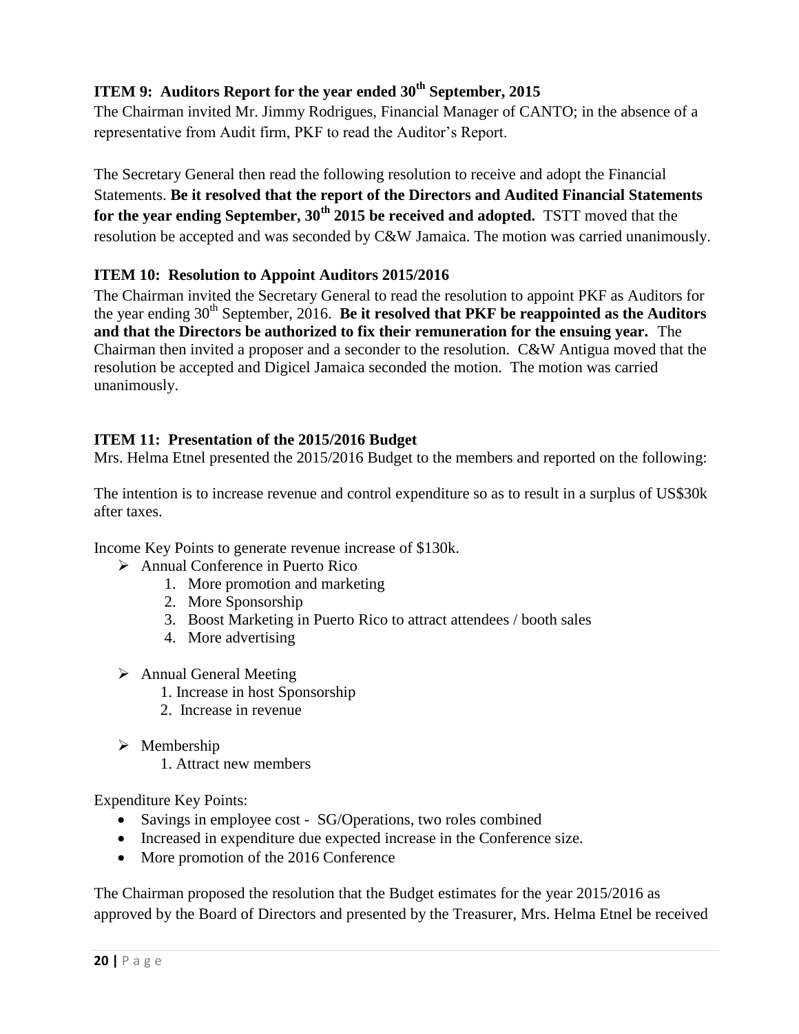### ITEM 9: Auditors Report for the year ended 30th September, 2015

The Chairman invited Mr. Jimmy Rodrigues, Financial Manager of CANTO; in the absence of a representative from Audit firm, PKF to read the Auditor's Report.

The Secretary General then read the following resolution to receive and adopt the Financial Statements. **Be it resolved that the report of the Directors and Audited Financial Statements for the year ending September, 30th 2015 be received and adopted.** TSTT moved that the resolution be accepted and was seconded by C&W Jamaica. The motion was carried unanimously.

### ITEM 10: Resolution to Appoint Auditors 2015/2016

The Chairman invited the Secretary General to read the resolution to appoint PKF as Auditors for the year ending 30th September, 2016. **Be it resolved that PKF be reappointed as the Auditors and that the Directors be authorized to fix their remuneration for the ensuing year.** The Chairman then invited a proposer and a seconder to the resolution. C&W Antigua moved that the resolution be accepted and Digicel Jamaica seconded the motion. The motion was carried unanimously.

### ITEM 11: Presentation of the 2015/2016 Budget

Mrs. Helma Etnel presented the 2015/2016 Budget to the members and reported on the following:

The intention is to increase revenue and control expenditure so as to result in a surplus of US$30k after taxes.

Income Key Points to generate revenue increase of $130k.

- Annual Conference in Puerto Rico
  1. More promotion and marketing
  2. More Sponsorship
  3. Boost Marketing in Puerto Rico to attract attendees / booth sales
  4. More advertising

- Annual General Meeting
  1. Increase in host Sponsorship
  2. Increase in revenue

- Membership
  1. Attract new members

Expenditure Key Points:

- Savings in employee cost - SG/Operations, two roles combined
- Increased in expenditure due expected increase in the Conference size.
- More promotion of the 2016 Conference

The Chairman proposed the resolution that the Budget estimates for the year 2015/2016 as approved by the Board of Directors and presented by the Treasurer, Mrs. Helma Etnel be received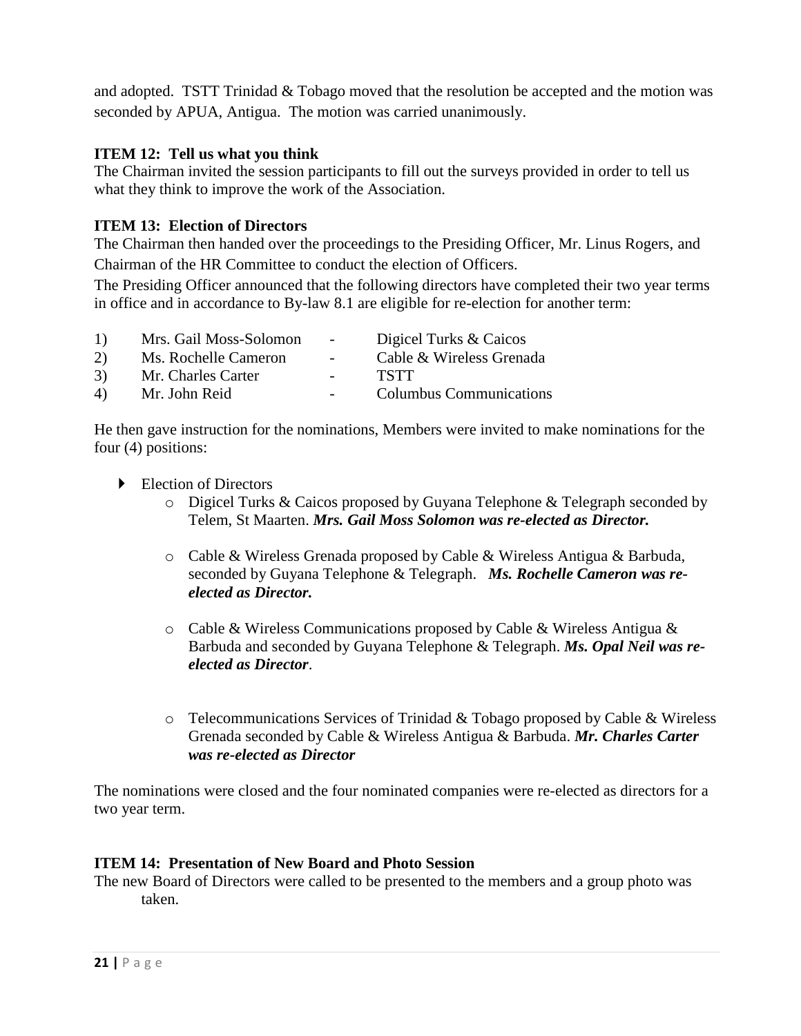and adopted. TSTT Trinidad & Tobago moved that the resolution be accepted and the motion was seconded by APUA, Antigua. The motion was carried unanimously.

**ITEM 12: Tell us what you think**

The Chairman invited the session participants to fill out the surveys provided in order to tell us what they think to improve the work of the Association.

**ITEM 13: Election of Directors**

The Chairman then handed over the proceedings to the Presiding Officer, Mr. Linus Rogers, and Chairman of the HR Committee to conduct the election of Officers.

The Presiding Officer announced that the following directors have completed their two year terms in office and in accordance to By-law 8.1 are eligible for re-election for another term:

| | | | |
|---|---|---|---|
| 1) | Mrs. Gail Moss-Solomon | - | Digicel Turks & Caicos |
| 2) | Ms. Rochelle Cameron | - | Cable & Wireless Grenada |
| 3) | Mr. Charles Carter | - | TSTT |
| 4) | Mr. John Reid | - | Columbus Communications |

He then gave instruction for the nominations, Members were invited to make nominations for the four (4) positions:

- Election of Directors
  - Digicel Turks & Caicos proposed by Guyana Telephone & Telegraph seconded by Telem, St Maarten. ***Mrs. Gail Moss Solomon was re-elected as Director.***
  - Cable & Wireless Grenada proposed by Cable & Wireless Antigua & Barbuda, seconded by Guyana Telephone & Telegraph. ***Ms. Rochelle Cameron was re-elected as Director.***
  - Cable & Wireless Communications proposed by Cable & Wireless Antigua & Barbuda and seconded by Guyana Telephone & Telegraph. ***Ms. Opal Neil was re-elected as Director***.
  - Telecommunications Services of Trinidad & Tobago proposed by Cable & Wireless Grenada seconded by Cable & Wireless Antigua & Barbuda. ***Mr. Charles Carter was re-elected as Director***

The nominations were closed and the four nominated companies were re-elected as directors for a two year term.

**ITEM 14: Presentation of New Board and Photo Session**

The new Board of Directors were called to be presented to the members and a group photo was taken.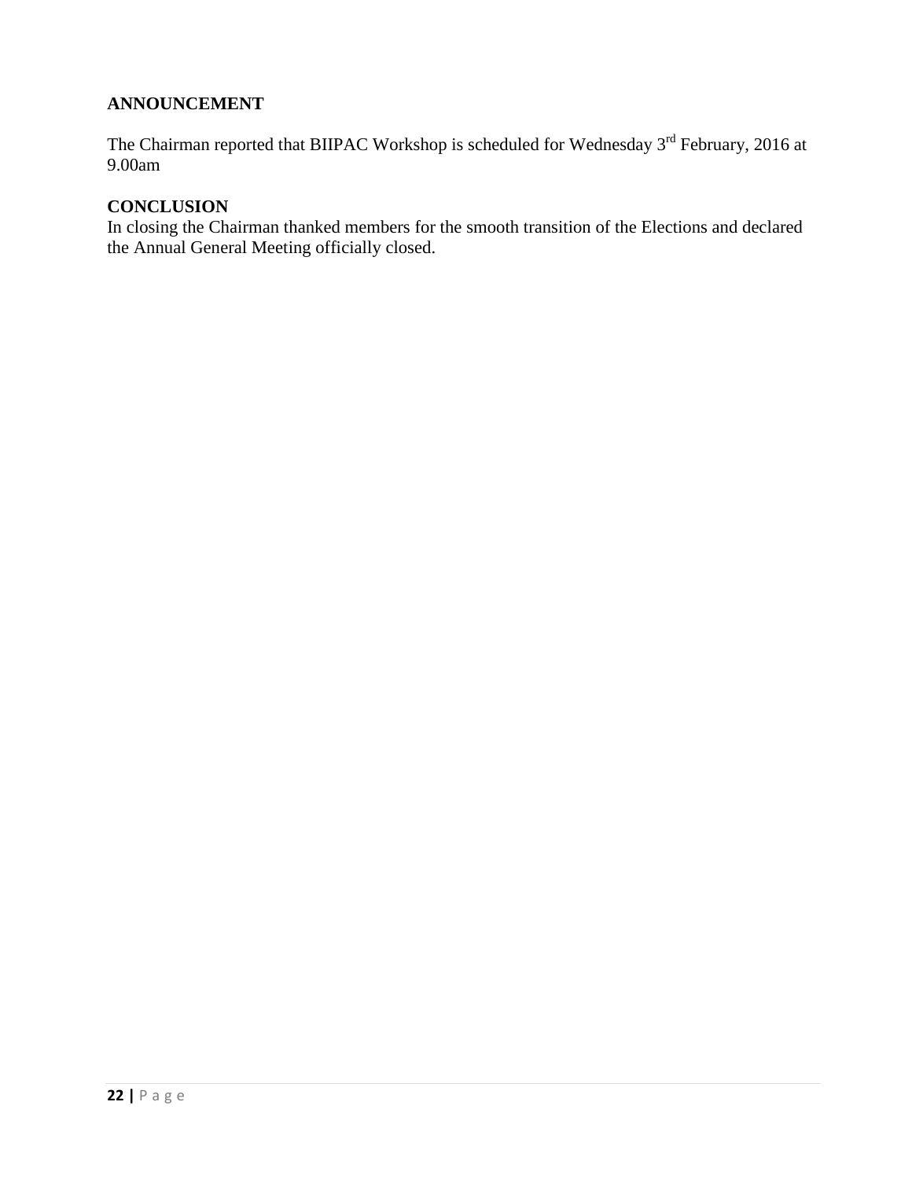**ANNOUNCEMENT**

The Chairman reported that BIIPAC Workshop is scheduled for Wednesday 3rd February, 2016 at 9.00am

**CONCLUSION**

In closing the Chairman thanked members for the smooth transition of the Elections and declared the Annual General Meeting officially closed.